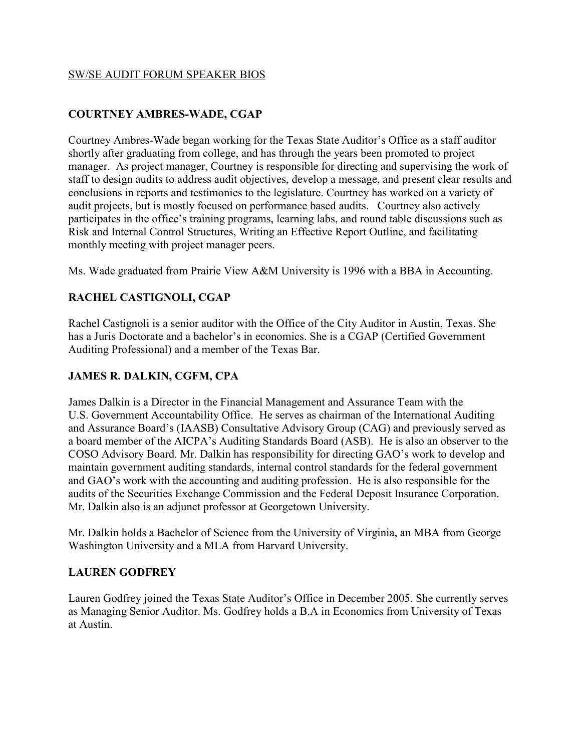SW/SE AUDIT FORUM SPEAKER BIOS

## COURTNEY AMBRES-WADE, CGAP

Courtney Ambres-Wade began working for the Texas State Auditor's Office as a staff auditor shortly after graduating from college, and has through the years been promoted to project manager. As project manager, Courtney is responsible for directing and supervising the work of staff to design audits to address audit objectives, develop a message, and present clear results and conclusions in reports and testimonies to the legislature. Courtney has worked on a variety of audit projects, but is mostly focused on performance based audits. Courtney also actively participates in the office's training programs, learning labs, and round table discussions such as Risk and Internal Control Structures, Writing an Effective Report Outline, and facilitating monthly meeting with project manager peers.

Ms. Wade graduated from Prairie View A&M University is 1996 with a BBA in Accounting.

## RACHEL CASTIGNOLI, CGAP

Rachel Castignoli is a senior auditor with the Office of the City Auditor in Austin, Texas. She has a Juris Doctorate and a bachelor's in economics. She is a CGAP (Certified Government Auditing Professional) and a member of the Texas Bar.

## JAMES R. DALKIN, CGFM, CPA

James Dalkin is a Director in the Financial Management and Assurance Team with the U.S. Government Accountability Office. He serves as chairman of the International Auditing and Assurance Board's (IAASB) Consultative Advisory Group (CAG) and previously served as a board member of the AICPA's Auditing Standards Board (ASB). He is also an observer to the COSO Advisory Board. Mr. Dalkin has responsibility for directing GAO's work to develop and maintain government auditing standards, internal control standards for the federal government and GAO's work with the accounting and auditing profession. He is also responsible for the audits of the Securities Exchange Commission and the Federal Deposit Insurance Corporation. Mr. Dalkin also is an adjunct professor at Georgetown University.

Mr. Dalkin holds a Bachelor of Science from the University of Virginia, an MBA from George Washington University and a MLA from Harvard University.

## LAUREN GODFREY

Lauren Godfrey joined the Texas State Auditor's Office in December 2005. She currently serves as Managing Senior Auditor. Ms. Godfrey holds a B.A in Economics from University of Texas at Austin.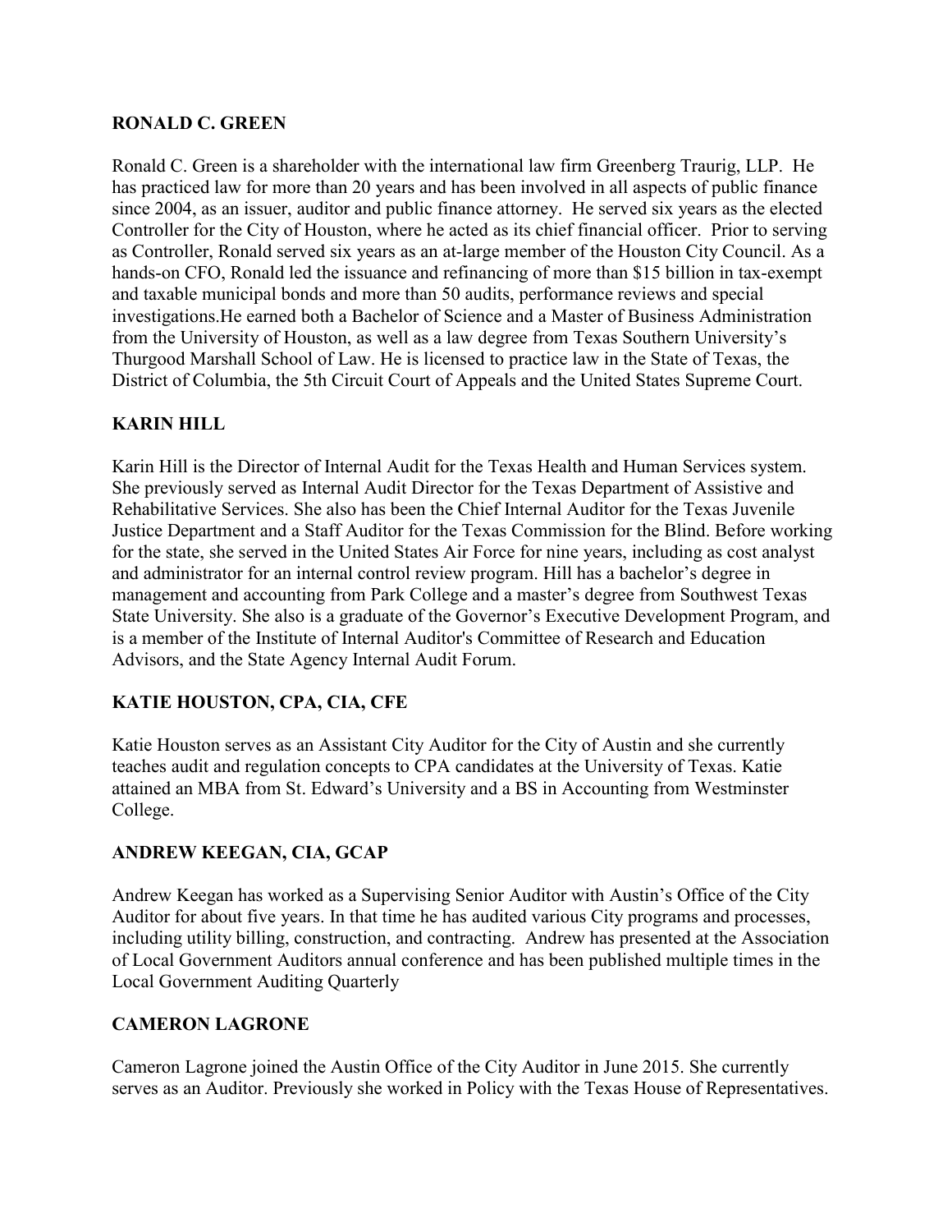**RONALD C. GREEN**

Ronald C. Green is a shareholder with the international law firm Greenberg Traurig, LLP. He has practiced law for more than 20 years and has been involved in all aspects of public finance since 2004, as an issuer, auditor and public finance attorney. He served six years as the elected Controller for the City of Houston, where he acted as its chief financial officer. Prior to serving as Controller, Ronald served six years as an at-large member of the Houston City Council. As a hands-on CFO, Ronald led the issuance and refinancing of more than $15 billion in tax-exempt and taxable municipal bonds and more than 50 audits, performance reviews and special investigations.He earned both a Bachelor of Science and a Master of Business Administration from the University of Houston, as well as a law degree from Texas Southern University's Thurgood Marshall School of Law. He is licensed to practice law in the State of Texas, the District of Columbia, the 5th Circuit Court of Appeals and the United States Supreme Court.

**KARIN HILL**

Karin Hill is the Director of Internal Audit for the Texas Health and Human Services system. She previously served as Internal Audit Director for the Texas Department of Assistive and Rehabilitative Services. She also has been the Chief Internal Auditor for the Texas Juvenile Justice Department and a Staff Auditor for the Texas Commission for the Blind. Before working for the state, she served in the United States Air Force for nine years, including as cost analyst and administrator for an internal control review program. Hill has a bachelor's degree in management and accounting from Park College and a master's degree from Southwest Texas State University. She also is a graduate of the Governor's Executive Development Program, and is a member of the Institute of Internal Auditor's Committee of Research and Education Advisors, and the State Agency Internal Audit Forum.

**KATIE HOUSTON, CPA, CIA, CFE**

Katie Houston serves as an Assistant City Auditor for the City of Austin and she currently teaches audit and regulation concepts to CPA candidates at the University of Texas. Katie attained an MBA from St. Edward's University and a BS in Accounting from Westminster College.

**ANDREW KEEGAN, CIA, GCAP**

Andrew Keegan has worked as a Supervising Senior Auditor with Austin's Office of the City Auditor for about five years. In that time he has audited various City programs and processes, including utility billing, construction, and contracting. Andrew has presented at the Association of Local Government Auditors annual conference and has been published multiple times in the Local Government Auditing Quarterly

**CAMERON LAGRONE**

Cameron Lagrone joined the Austin Office of the City Auditor in June 2015. She currently serves as an Auditor. Previously she worked in Policy with the Texas House of Representatives.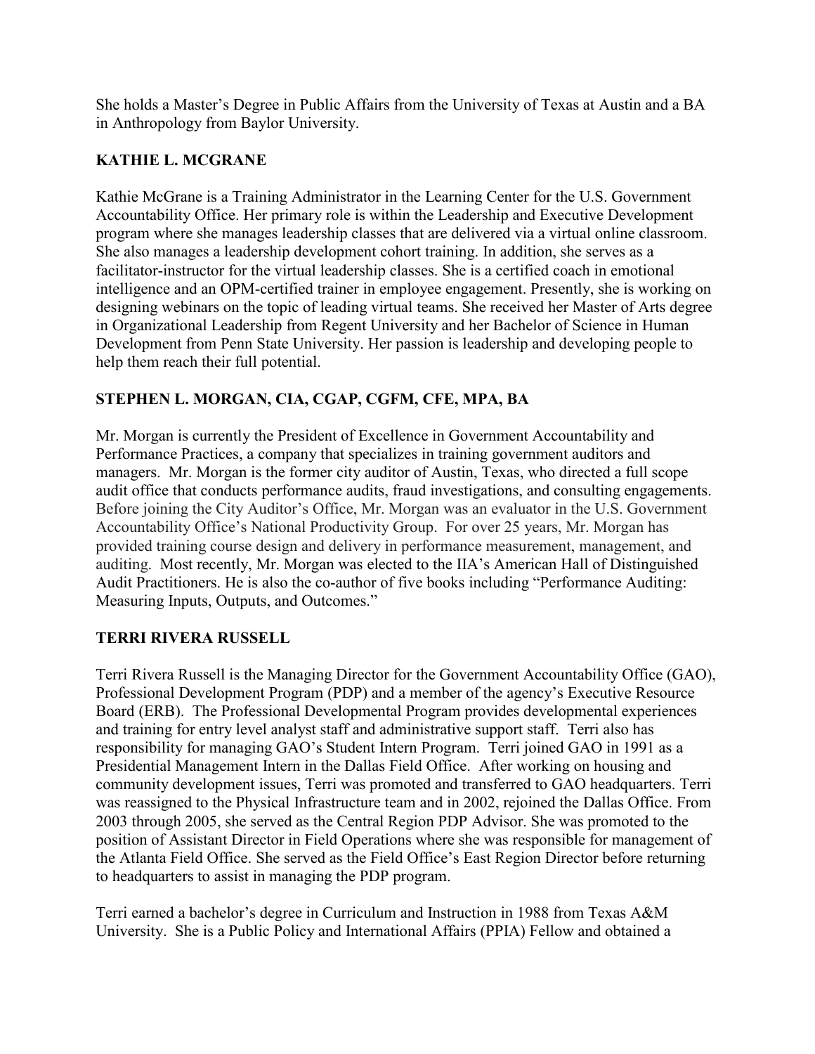She holds a Master's Degree in Public Affairs from the University of Texas at Austin and a BA in Anthropology from Baylor University.

## KATHIE L. MCGRANE

Kathie McGrane is a Training Administrator in the Learning Center for the U.S. Government Accountability Office. Her primary role is within the Leadership and Executive Development program where she manages leadership classes that are delivered via a virtual online classroom. She also manages a leadership development cohort training. In addition, she serves as a facilitator-instructor for the virtual leadership classes. She is a certified coach in emotional intelligence and an OPM-certified trainer in employee engagement. Presently, she is working on designing webinars on the topic of leading virtual teams. She received her Master of Arts degree in Organizational Leadership from Regent University and her Bachelor of Science in Human Development from Penn State University. Her passion is leadership and developing people to help them reach their full potential.

## STEPHEN L. MORGAN, CIA, CGAP, CGFM, CFE, MPA, BA

Mr. Morgan is currently the President of Excellence in Government Accountability and Performance Practices, a company that specializes in training government auditors and managers. Mr. Morgan is the former city auditor of Austin, Texas, who directed a full scope audit office that conducts performance audits, fraud investigations, and consulting engagements. Before joining the City Auditor's Office, Mr. Morgan was an evaluator in the U.S. Government Accountability Office's National Productivity Group. For over 25 years, Mr. Morgan has provided training course design and delivery in performance measurement, management, and auditing. Most recently, Mr. Morgan was elected to the IIA's American Hall of Distinguished Audit Practitioners. He is also the co-author of five books including "Performance Auditing: Measuring Inputs, Outputs, and Outcomes."

## TERRI RIVERA RUSSELL

Terri Rivera Russell is the Managing Director for the Government Accountability Office (GAO), Professional Development Program (PDP) and a member of the agency's Executive Resource Board (ERB). The Professional Developmental Program provides developmental experiences and training for entry level analyst staff and administrative support staff. Terri also has responsibility for managing GAO's Student Intern Program. Terri joined GAO in 1991 as a Presidential Management Intern in the Dallas Field Office. After working on housing and community development issues, Terri was promoted and transferred to GAO headquarters. Terri was reassigned to the Physical Infrastructure team and in 2002, rejoined the Dallas Office. From 2003 through 2005, she served as the Central Region PDP Advisor. She was promoted to the position of Assistant Director in Field Operations where she was responsible for management of the Atlanta Field Office. She served as the Field Office's East Region Director before returning to headquarters to assist in managing the PDP program.

Terri earned a bachelor's degree in Curriculum and Instruction in 1988 from Texas A&M University. She is a Public Policy and International Affairs (PPIA) Fellow and obtained a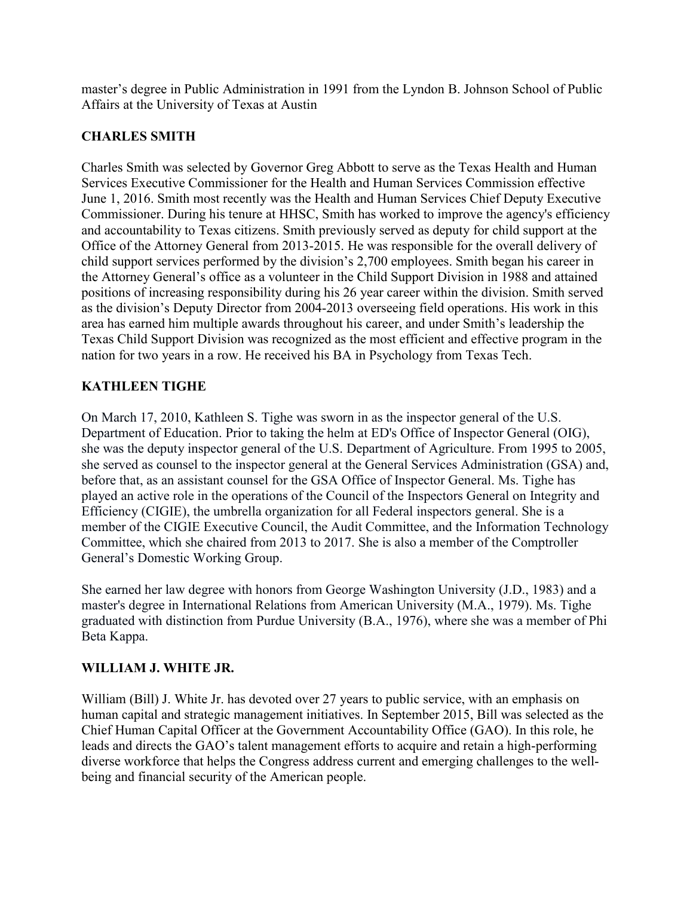master's degree in Public Administration in 1991 from the Lyndon B. Johnson School of Public Affairs at the University of Texas at Austin

## CHARLES SMITH

Charles Smith was selected by Governor Greg Abbott to serve as the Texas Health and Human Services Executive Commissioner for the Health and Human Services Commission effective June 1, 2016. Smith most recently was the Health and Human Services Chief Deputy Executive Commissioner. During his tenure at HHSC, Smith has worked to improve the agency's efficiency and accountability to Texas citizens. Smith previously served as deputy for child support at the Office of the Attorney General from 2013-2015. He was responsible for the overall delivery of child support services performed by the division's 2,700 employees. Smith began his career in the Attorney General's office as a volunteer in the Child Support Division in 1988 and attained positions of increasing responsibility during his 26 year career within the division. Smith served as the division's Deputy Director from 2004-2013 overseeing field operations. His work in this area has earned him multiple awards throughout his career, and under Smith's leadership the Texas Child Support Division was recognized as the most efficient and effective program in the nation for two years in a row. He received his BA in Psychology from Texas Tech.

## KATHLEEN TIGHE

On March 17, 2010, Kathleen S. Tighe was sworn in as the inspector general of the U.S. Department of Education. Prior to taking the helm at ED's Office of Inspector General (OIG), she was the deputy inspector general of the U.S. Department of Agriculture. From 1995 to 2005, she served as counsel to the inspector general at the General Services Administration (GSA) and, before that, as an assistant counsel for the GSA Office of Inspector General. Ms. Tighe has played an active role in the operations of the Council of the Inspectors General on Integrity and Efficiency (CIGIE), the umbrella organization for all Federal inspectors general. She is a member of the CIGIE Executive Council, the Audit Committee, and the Information Technology Committee, which she chaired from 2013 to 2017. She is also a member of the Comptroller General's Domestic Working Group.

She earned her law degree with honors from George Washington University (J.D., 1983) and a master's degree in International Relations from American University (M.A., 1979). Ms. Tighe graduated with distinction from Purdue University (B.A., 1976), where she was a member of Phi Beta Kappa.

## WILLIAM J. WHITE JR.

William (Bill) J. White Jr. has devoted over 27 years to public service, with an emphasis on human capital and strategic management initiatives. In September 2015, Bill was selected as the Chief Human Capital Officer at the Government Accountability Office (GAO). In this role, he leads and directs the GAO's talent management efforts to acquire and retain a high-performing diverse workforce that helps the Congress address current and emerging challenges to the well-being and financial security of the American people.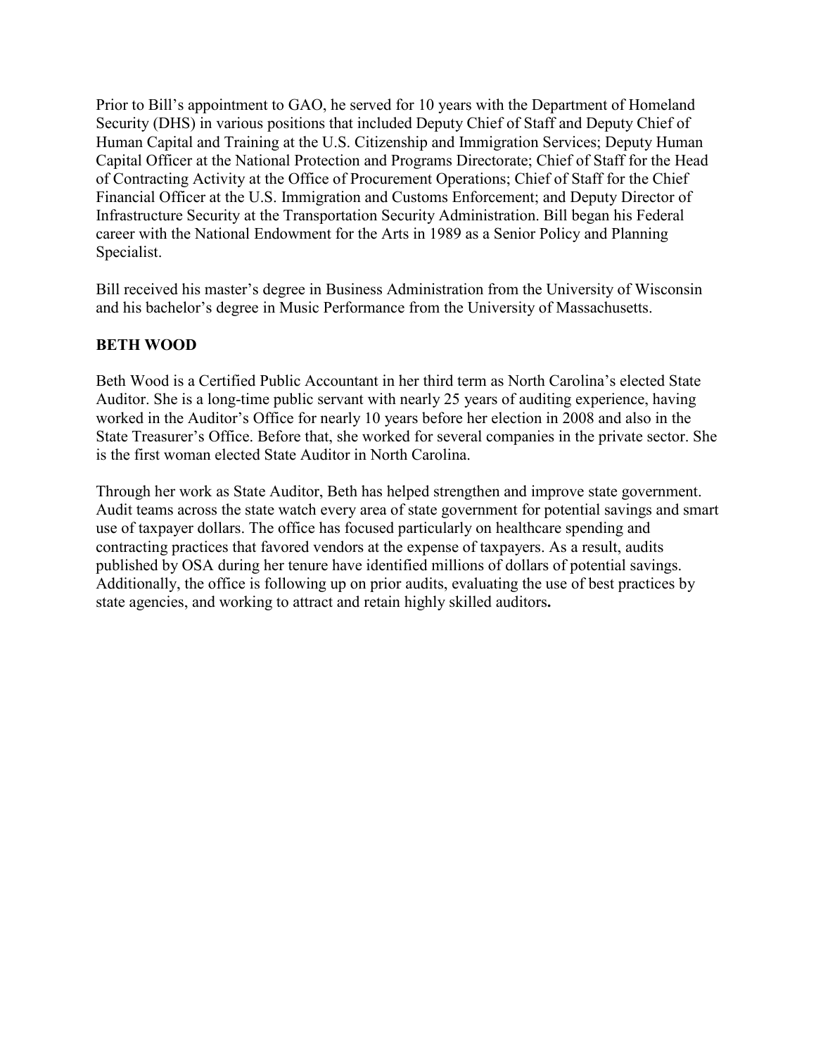Prior to Bill's appointment to GAO, he served for 10 years with the Department of Homeland Security (DHS) in various positions that included Deputy Chief of Staff and Deputy Chief of Human Capital and Training at the U.S. Citizenship and Immigration Services; Deputy Human Capital Officer at the National Protection and Programs Directorate; Chief of Staff for the Head of Contracting Activity at the Office of Procurement Operations; Chief of Staff for the Chief Financial Officer at the U.S. Immigration and Customs Enforcement; and Deputy Director of Infrastructure Security at the Transportation Security Administration. Bill began his Federal career with the National Endowment for the Arts in 1989 as a Senior Policy and Planning Specialist.

Bill received his master's degree in Business Administration from the University of Wisconsin and his bachelor's degree in Music Performance from the University of Massachusetts.

**BETH WOOD**

Beth Wood is a Certified Public Accountant in her third term as North Carolina's elected State Auditor. She is a long-time public servant with nearly 25 years of auditing experience, having worked in the Auditor's Office for nearly 10 years before her election in 2008 and also in the State Treasurer's Office. Before that, she worked for several companies in the private sector. She is the first woman elected State Auditor in North Carolina.

Through her work as State Auditor, Beth has helped strengthen and improve state government. Audit teams across the state watch every area of state government for potential savings and smart use of taxpayer dollars. The office has focused particularly on healthcare spending and contracting practices that favored vendors at the expense of taxpayers. As a result, audits published by OSA during her tenure have identified millions of dollars of potential savings. Additionally, the office is following up on prior audits, evaluating the use of best practices by state agencies, and working to attract and retain highly skilled auditors.